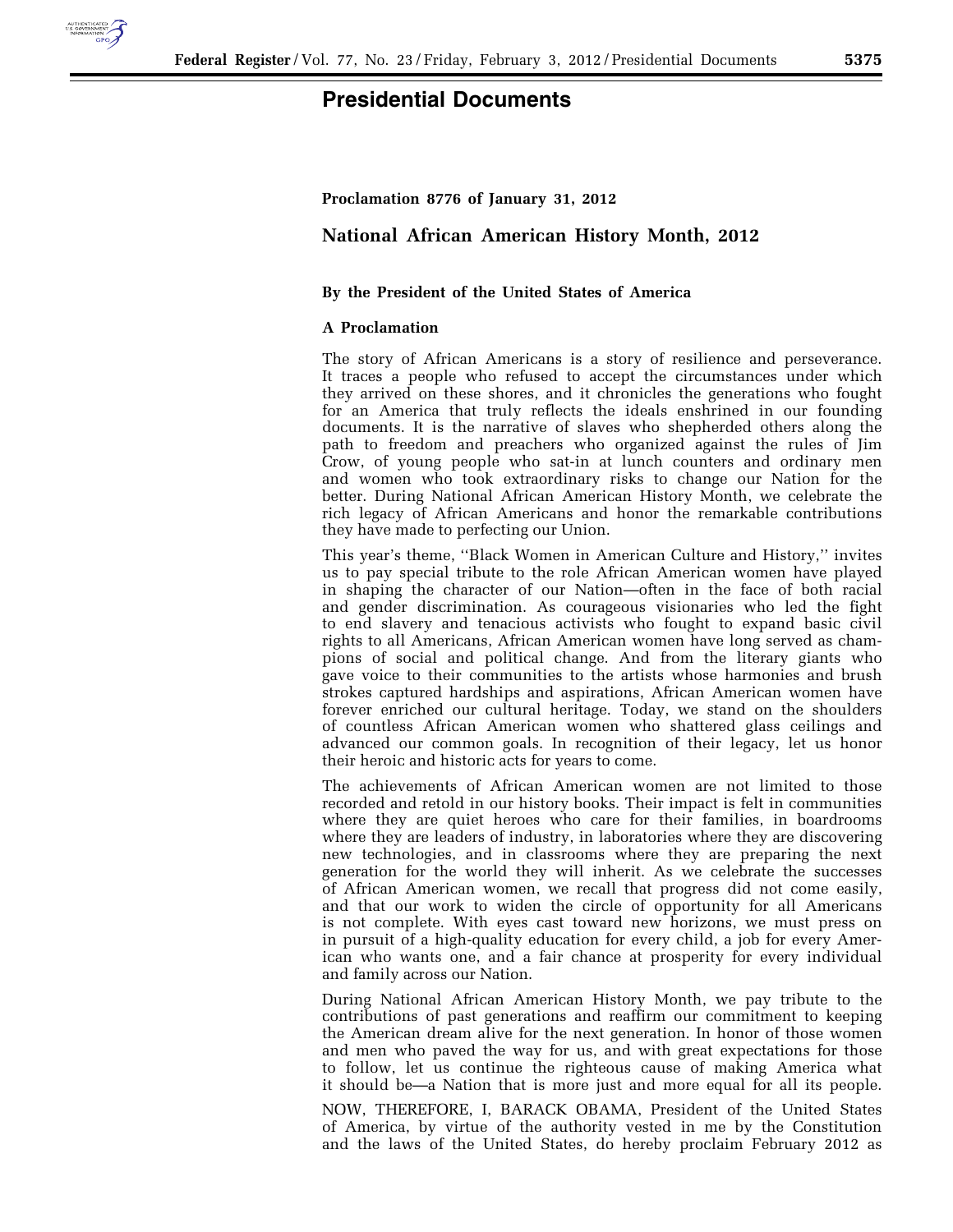# Presidential Documents

**Proclamation 8776 of January 31, 2012**

## National African American History Month, 2012

**By the President of the United States of America**

**A Proclamation**

The story of African Americans is a story of resilience and perseverance. It traces a people who refused to accept the circumstances under which they arrived on these shores, and it chronicles the generations who fought for an America that truly reflects the ideals enshrined in our founding documents. It is the narrative of slaves who shepherded others along the path to freedom and preachers who organized against the rules of Jim Crow, of young people who sat-in at lunch counters and ordinary men and women who took extraordinary risks to change our Nation for the better. During National African American History Month, we celebrate the rich legacy of African Americans and honor the remarkable contributions they have made to perfecting our Union.

This year's theme, ''Black Women in American Culture and History,'' invites us to pay special tribute to the role African American women have played in shaping the character of our Nation—often in the face of both racial and gender discrimination. As courageous visionaries who led the fight to end slavery and tenacious activists who fought to expand basic civil rights to all Americans, African American women have long served as champions of social and political change. And from the literary giants who gave voice to their communities to the artists whose harmonies and brush strokes captured hardships and aspirations, African American women have forever enriched our cultural heritage. Today, we stand on the shoulders of countless African American women who shattered glass ceilings and advanced our common goals. In recognition of their legacy, let us honor their heroic and historic acts for years to come.

The achievements of African American women are not limited to those recorded and retold in our history books. Their impact is felt in communities where they are quiet heroes who care for their families, in boardrooms where they are leaders of industry, in laboratories where they are discovering new technologies, and in classrooms where they are preparing the next generation for the world they will inherit. As we celebrate the successes of African American women, we recall that progress did not come easily, and that our work to widen the circle of opportunity for all Americans is not complete. With eyes cast toward new horizons, we must press on in pursuit of a high-quality education for every child, a job for every American who wants one, and a fair chance at prosperity for every individual and family across our Nation.

During National African American History Month, we pay tribute to the contributions of past generations and reaffirm our commitment to keeping the American dream alive for the next generation. In honor of those women and men who paved the way for us, and with great expectations for those to follow, let us continue the righteous cause of making America what it should be—a Nation that is more just and more equal for all its people.

NOW, THEREFORE, I, BARACK OBAMA, President of the United States of America, by virtue of the authority vested in me by the Constitution and the laws of the United States, do hereby proclaim February 2012 as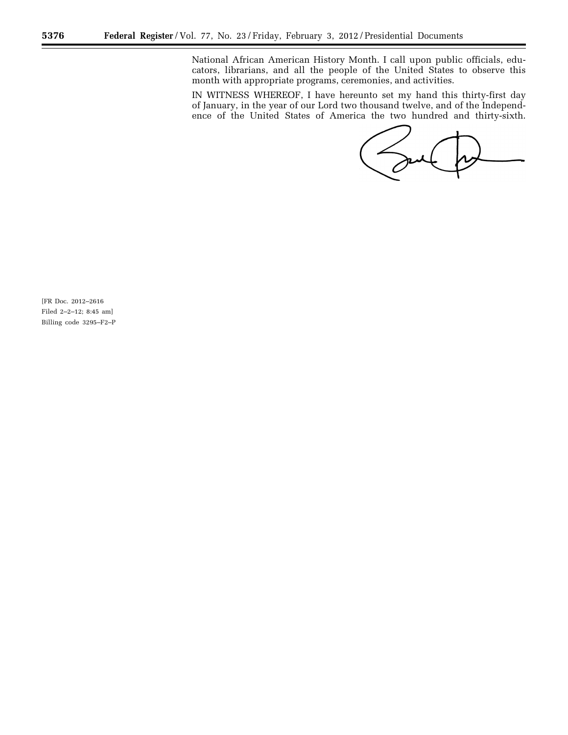National African American History Month. I call upon public officials, educators, librarians, and all the people of the United States to observe this month with appropriate programs, ceremonies, and activities.

IN WITNESS WHEREOF, I have hereunto set my hand this thirty-first day of January, in the year of our Lord two thousand twelve, and of the Independence of the United States of America the two hundred and thirty-sixth.

[FR Doc. 2012–2616
Filed 2–2–12; 8:45 am]
Billing code 3295–F2–P